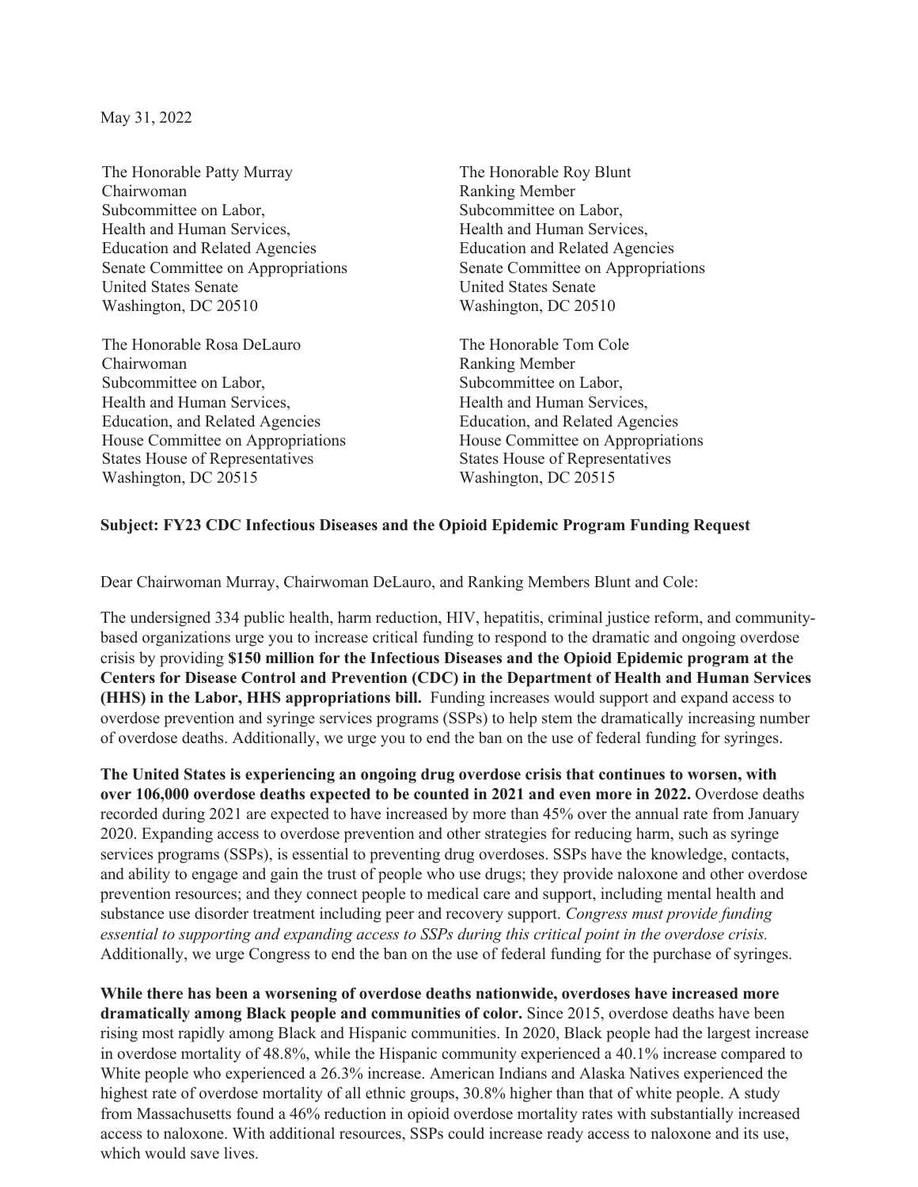May 31, 2022

The Honorable Patty Murray
Chairwoman
Subcommittee on Labor,
Health and Human Services,
Education and Related Agencies
Senate Committee on Appropriations
United States Senate
Washington, DC 20510

The Honorable Roy Blunt
Ranking Member
Subcommittee on Labor,
Health and Human Services,
Education and Related Agencies
Senate Committee on Appropriations
United States Senate
Washington, DC 20510

The Honorable Rosa DeLauro
Chairwoman
Subcommittee on Labor,
Health and Human Services,
Education, and Related Agencies
House Committee on Appropriations
States House of Representatives
Washington, DC 20515

The Honorable Tom Cole
Ranking Member
Subcommittee on Labor,
Health and Human Services,
Education, and Related Agencies
House Committee on Appropriations
States House of Representatives
Washington, DC 20515

**Subject: FY23 CDC Infectious Diseases and the Opioid Epidemic Program Funding Request**

Dear Chairwoman Murray, Chairwoman DeLauro, and Ranking Members Blunt and Cole:

The undersigned 334 public health, harm reduction, HIV, hepatitis, criminal justice reform, and community-based organizations urge you to increase critical funding to respond to the dramatic and ongoing overdose crisis by providing **$150 million for the Infectious Diseases and the Opioid Epidemic program at the Centers for Disease Control and Prevention (CDC) in the Department of Health and Human Services (HHS) in the Labor, HHS appropriations bill.** Funding increases would support and expand access to overdose prevention and syringe services programs (SSPs) to help stem the dramatically increasing number of overdose deaths. Additionally, we urge you to end the ban on the use of federal funding for syringes.

**The United States is experiencing an ongoing drug overdose crisis that continues to worsen, with over 106,000 overdose deaths expected to be counted in 2021 and even more in 2022.** Overdose deaths recorded during 2021 are expected to have increased by more than 45% over the annual rate from January 2020. Expanding access to overdose prevention and other strategies for reducing harm, such as syringe services programs (SSPs), is essential to preventing drug overdoses. SSPs have the knowledge, contacts, and ability to engage and gain the trust of people who use drugs; they provide naloxone and other overdose prevention resources; and they connect people to medical care and support, including mental health and substance use disorder treatment including peer and recovery support. *Congress must provide funding essential to supporting and expanding access to SSPs during this critical point in the overdose crisis.* Additionally, we urge Congress to end the ban on the use of federal funding for the purchase of syringes.

**While there has been a worsening of overdose deaths nationwide, overdoses have increased more dramatically among Black people and communities of color.** Since 2015, overdose deaths have been rising most rapidly among Black and Hispanic communities. In 2020, Black people had the largest increase in overdose mortality of 48.8%, while the Hispanic community experienced a 40.1% increase compared to White people who experienced a 26.3% increase. American Indians and Alaska Natives experienced the highest rate of overdose mortality of all ethnic groups, 30.8% higher than that of white people. A study from Massachusetts found a 46% reduction in opioid overdose mortality rates with substantially increased access to naloxone. With additional resources, SSPs could increase ready access to naloxone and its use, which would save lives.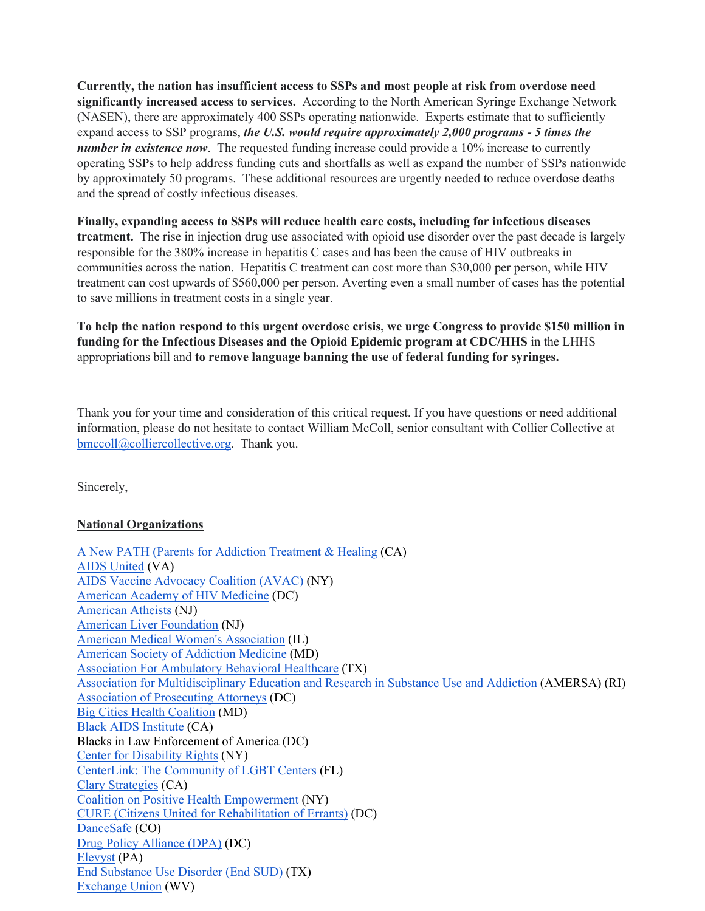**Currently, the nation has insufficient access to SSPs and most people at risk from overdose need significantly increased access to services.** According to the North American Syringe Exchange Network (NASEN), there are approximately 400 SSPs operating nationwide. Experts estimate that to sufficiently expand access to SSP programs, ***the U.S. would require approximately 2,000 programs - 5 times the number in existence now***. The requested funding increase could provide a 10% increase to currently operating SSPs to help address funding cuts and shortfalls as well as expand the number of SSPs nationwide by approximately 50 programs. These additional resources are urgently needed to reduce overdose deaths and the spread of costly infectious diseases.

**Finally, expanding access to SSPs will reduce health care costs, including for infectious diseases treatment.** The rise in injection drug use associated with opioid use disorder over the past decade is largely responsible for the 380% increase in hepatitis C cases and has been the cause of HIV outbreaks in communities across the nation. Hepatitis C treatment can cost more than $30,000 per person, while HIV treatment can cost upwards of $560,000 per person. Averting even a small number of cases has the potential to save millions in treatment costs in a single year.

**To help the nation respond to this urgent overdose crisis, we urge Congress to provide $150 million in funding for the Infectious Diseases and the Opioid Epidemic program at CDC/HHS** in the LHHS appropriations bill and **to remove language banning the use of federal funding for syringes.**

Thank you for your time and consideration of this critical request. If you have questions or need additional information, please do not hesitate to contact William McColl, senior consultant with Collier Collective at bmccoll@colliercollective.org. Thank you.

Sincerely,

**National Organizations**

A New PATH (Parents for Addiction Treatment & Healing (CA)
AIDS United (VA)
AIDS Vaccine Advocacy Coalition (AVAC) (NY)
American Academy of HIV Medicine (DC)
American Atheists (NJ)
American Liver Foundation (NJ)
American Medical Women's Association (IL)
American Society of Addiction Medicine (MD)
Association For Ambulatory Behavioral Healthcare (TX)
Association for Multidisciplinary Education and Research in Substance Use and Addiction (AMERSA) (RI)
Association of Prosecuting Attorneys (DC)
Big Cities Health Coalition (MD)
Black AIDS Institute (CA)
Blacks in Law Enforcement of America (DC)
Center for Disability Rights (NY)
CenterLink: The Community of LGBT Centers (FL)
Clary Strategies (CA)
Coalition on Positive Health Empowerment (NY)
CURE (Citizens United for Rehabilitation of Errants) (DC)
DanceSafe (CO)
Drug Policy Alliance (DPA) (DC)
Elevyst (PA)
End Substance Use Disorder (End SUD) (TX)
Exchange Union (WV)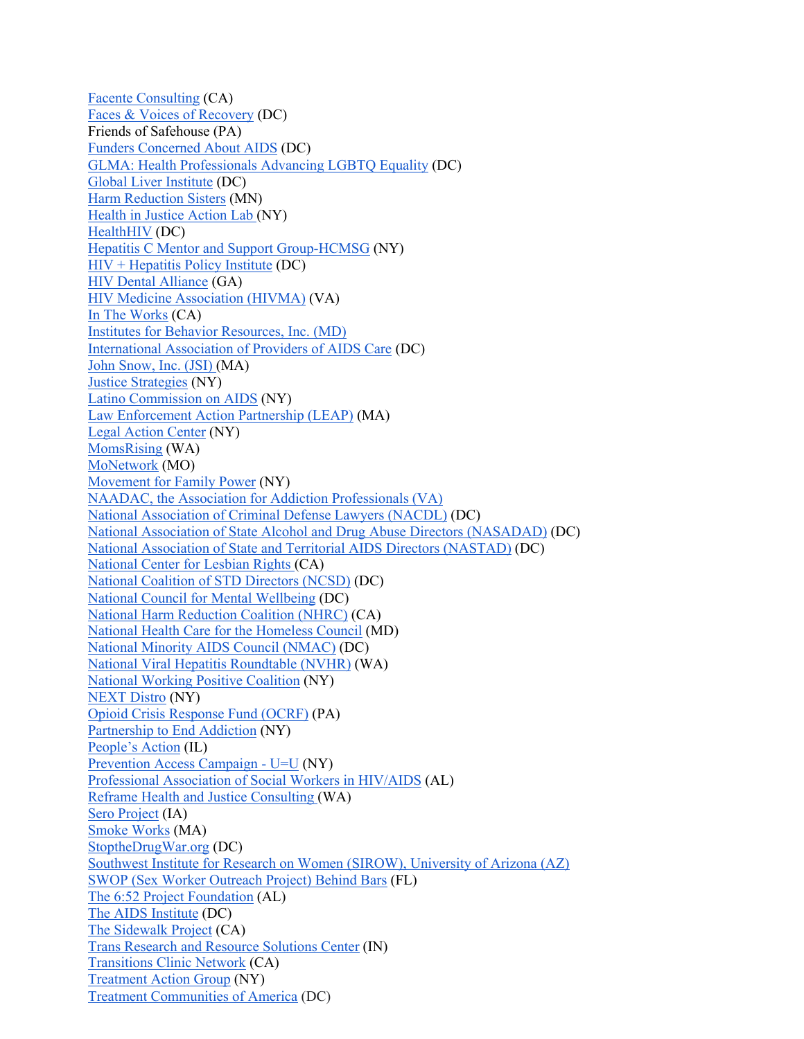Facente Consulting (CA)  
Faces & Voices of Recovery (DC)  
Friends of Safehouse (PA)  
Funders Concerned About AIDS (DC)  
GLMA: Health Professionals Advancing LGBTQ Equality (DC)  
Global Liver Institute (DC)  
Harm Reduction Sisters (MN)  
Health in Justice Action Lab (NY)  
HealthHIV (DC)  
Hepatitis C Mentor and Support Group-HCMSG (NY)  
HIV + Hepatitis Policy Institute (DC)  
HIV Dental Alliance (GA)  
HIV Medicine Association (HIVMA) (VA)  
In The Works (CA)  
Institutes for Behavior Resources, Inc. (MD)  
International Association of Providers of AIDS Care (DC)  
John Snow, Inc. (JSI) (MA)  
Justice Strategies (NY)  
Latino Commission on AIDS (NY)  
Law Enforcement Action Partnership (LEAP) (MA)  
Legal Action Center (NY)  
MomsRising (WA)  
MoNetwork (MO)  
Movement for Family Power (NY)  
NAADAC, the Association for Addiction Professionals (VA)  
National Association of Criminal Defense Lawyers (NACDL) (DC)  
National Association of State Alcohol and Drug Abuse Directors (NASADAD) (DC)  
National Association of State and Territorial AIDS Directors (NASTAD) (DC)  
National Center for Lesbian Rights (CA)  
National Coalition of STD Directors (NCSD) (DC)  
National Council for Mental Wellbeing (DC)  
National Harm Reduction Coalition (NHRC) (CA)  
National Health Care for the Homeless Council (MD)  
National Minority AIDS Council (NMAC) (DC)  
National Viral Hepatitis Roundtable (NVHR) (WA)  
National Working Positive Coalition (NY)  
NEXT Distro (NY)  
Opioid Crisis Response Fund (OCRF) (PA)  
Partnership to End Addiction (NY)  
People's Action (IL)  
Prevention Access Campaign - U=U (NY)  
Professional Association of Social Workers in HIV/AIDS (AL)  
Reframe Health and Justice Consulting (WA)  
Sero Project (IA)  
Smoke Works (MA)  
StoptheDrugWar.org (DC)  
Southwest Institute for Research on Women (SIROW), University of Arizona (AZ)  
SWOP (Sex Worker Outreach Project) Behind Bars (FL)  
The 6:52 Project Foundation (AL)  
The AIDS Institute (DC)  
The Sidewalk Project (CA)  
Trans Research and Resource Solutions Center (IN)  
Transitions Clinic Network (CA)  
Treatment Action Group (NY)  
Treatment Communities of America (DC)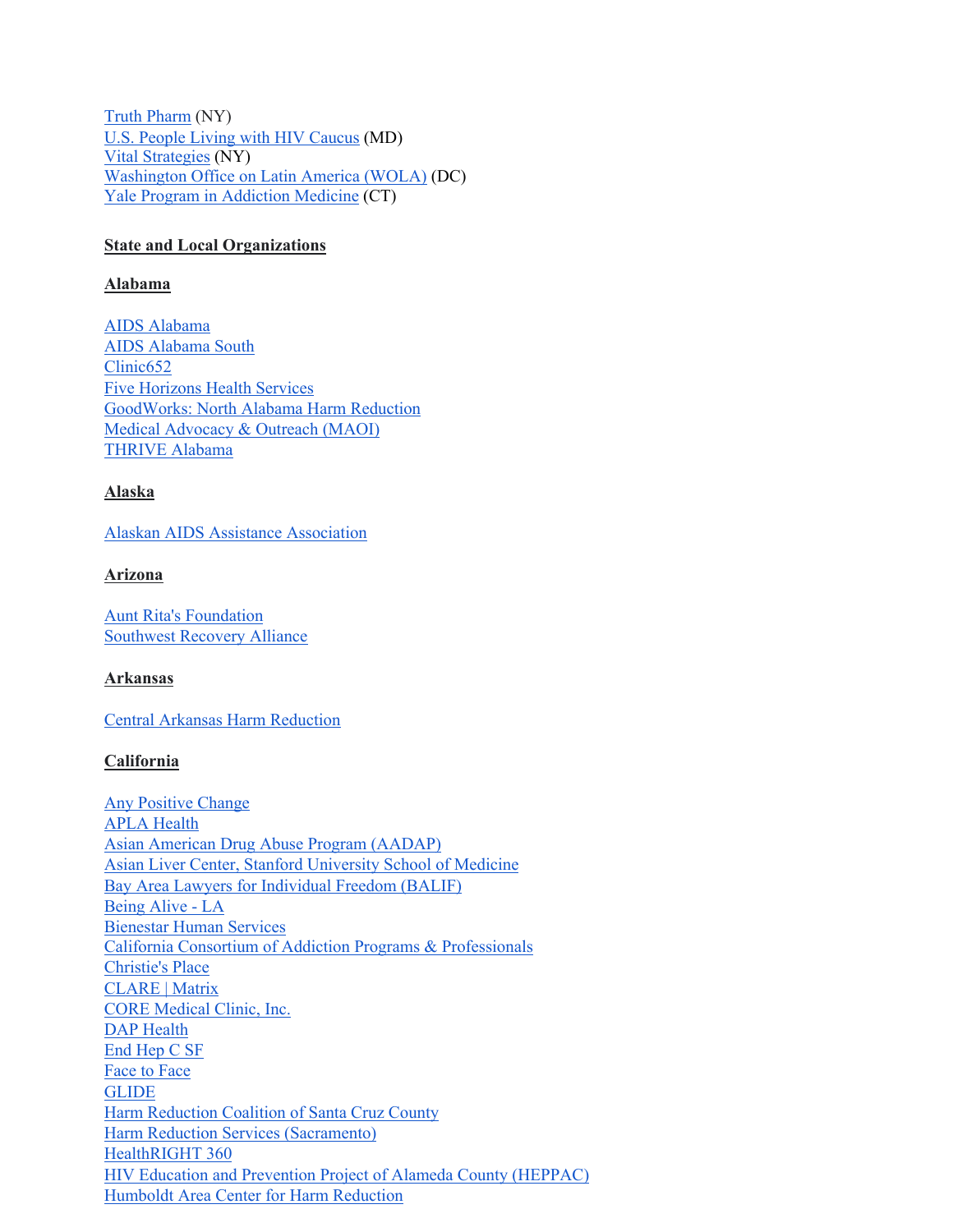Truth Pharm (NY)
U.S. People Living with HIV Caucus (MD)
Vital Strategies (NY)
Washington Office on Latin America (WOLA) (DC)
Yale Program in Addiction Medicine (CT)

**State and Local Organizations**

**Alabama**

AIDS Alabama
AIDS Alabama South
Clinic652
Five Horizons Health Services
GoodWorks: North Alabama Harm Reduction
Medical Advocacy & Outreach (MAOI)
THRIVE Alabama

**Alaska**

Alaskan AIDS Assistance Association

**Arizona**

Aunt Rita's Foundation
Southwest Recovery Alliance

**Arkansas**

Central Arkansas Harm Reduction

**California**

Any Positive Change
APLA Health
Asian American Drug Abuse Program (AADAP)
Asian Liver Center, Stanford University School of Medicine
Bay Area Lawyers for Individual Freedom (BALIF)
Being Alive - LA
Bienestar Human Services
California Consortium of Addiction Programs & Professionals
Christie's Place
CLARE | Matrix
CORE Medical Clinic, Inc.
DAP Health
End Hep C SF
Face to Face
GLIDE
Harm Reduction Coalition of Santa Cruz County
Harm Reduction Services (Sacramento)
HealthRIGHT 360
HIV Education and Prevention Project of Alameda County (HEPPAC)
Humboldt Area Center for Harm Reduction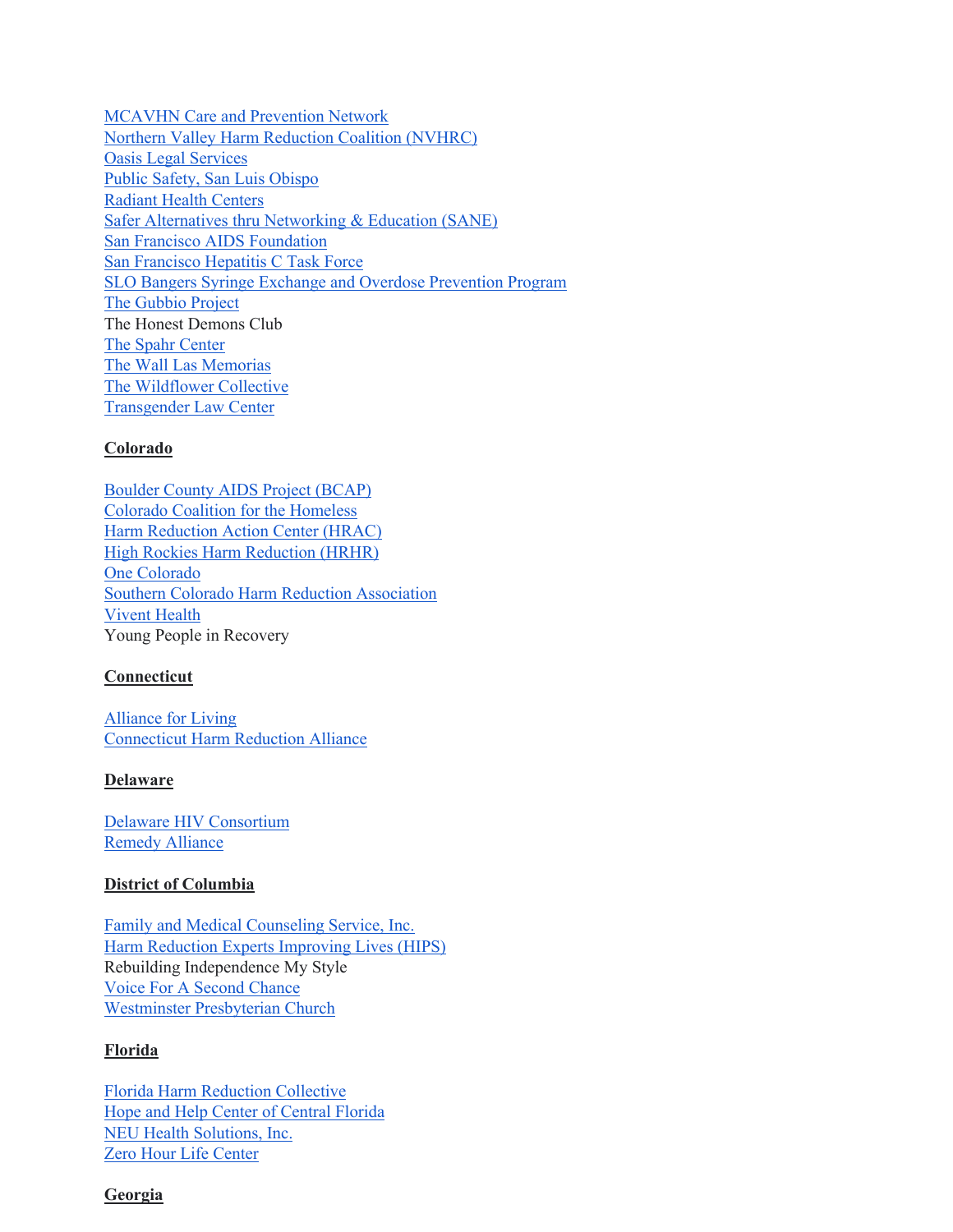MCAVHN Care and Prevention Network
Northern Valley Harm Reduction Coalition (NVHRC)
Oasis Legal Services
Public Safety, San Luis Obispo
Radiant Health Centers
Safer Alternatives thru Networking & Education (SANE)
San Francisco AIDS Foundation
San Francisco Hepatitis C Task Force
SLO Bangers Syringe Exchange and Overdose Prevention Program
The Gubbio Project
The Honest Demons Club
The Spahr Center
The Wall Las Memorias
The Wildflower Collective
Transgender Law Center

**Colorado**

Boulder County AIDS Project (BCAP)
Colorado Coalition for the Homeless
Harm Reduction Action Center (HRAC)
High Rockies Harm Reduction (HRHR)
One Colorado
Southern Colorado Harm Reduction Association
Vivent Health
Young People in Recovery

**Connecticut**

Alliance for Living
Connecticut Harm Reduction Alliance

**Delaware**

Delaware HIV Consortium
Remedy Alliance

**District of Columbia**

Family and Medical Counseling Service, Inc.
Harm Reduction Experts Improving Lives (HIPS)
Rebuilding Independence My Style
Voice For A Second Chance
Westminster Presbyterian Church

**Florida**

Florida Harm Reduction Collective
Hope and Help Center of Central Florida
NEU Health Solutions, Inc.
Zero Hour Life Center

**Georgia**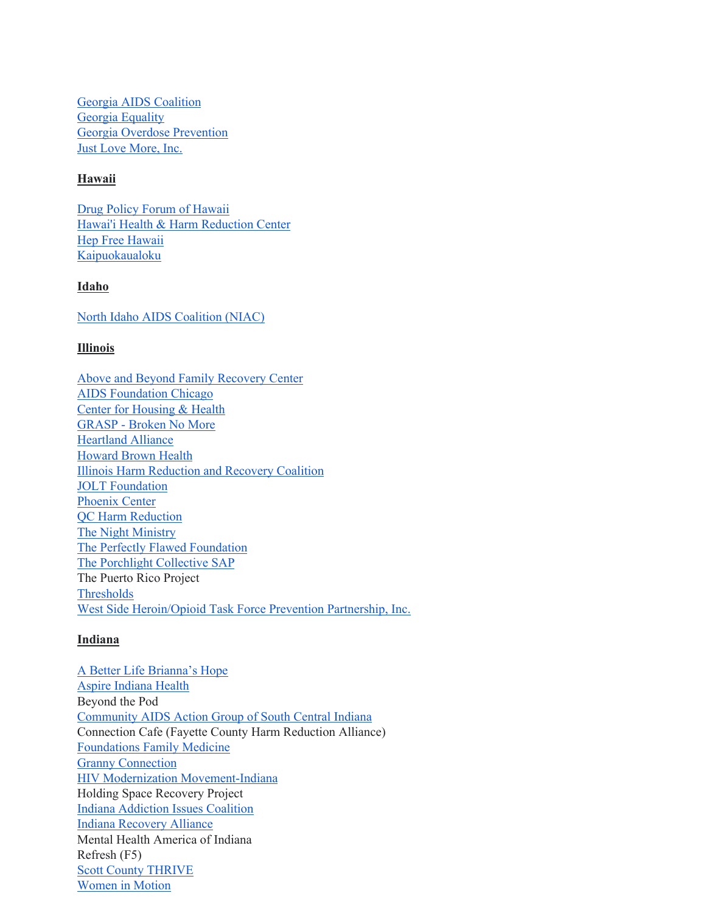Georgia AIDS Coalition
Georgia Equality
Georgia Overdose Prevention
Just Love More, Inc.

**Hawaii**

Drug Policy Forum of Hawaii
Hawai'i Health & Harm Reduction Center
Hep Free Hawaii
Kaipuokaualoku

**Idaho**

North Idaho AIDS Coalition (NIAC)

**Illinois**

Above and Beyond Family Recovery Center
AIDS Foundation Chicago
Center for Housing & Health
GRASP - Broken No More
Heartland Alliance
Howard Brown Health
Illinois Harm Reduction and Recovery Coalition
JOLT Foundation
Phoenix Center
QC Harm Reduction
The Night Ministry
The Perfectly Flawed Foundation
The Porchlight Collective SAP
The Puerto Rico Project
Thresholds
West Side Heroin/Opioid Task Force Prevention Partnership, Inc.

**Indiana**

A Better Life Brianna's Hope
Aspire Indiana Health
Beyond the Pod
Community AIDS Action Group of South Central Indiana
Connection Cafe (Fayette County Harm Reduction Alliance)
Foundations Family Medicine
Granny Connection
HIV Modernization Movement-Indiana
Holding Space Recovery Project
Indiana Addiction Issues Coalition
Indiana Recovery Alliance
Mental Health America of Indiana
Refresh (F5)
Scott County THRIVE
Women in Motion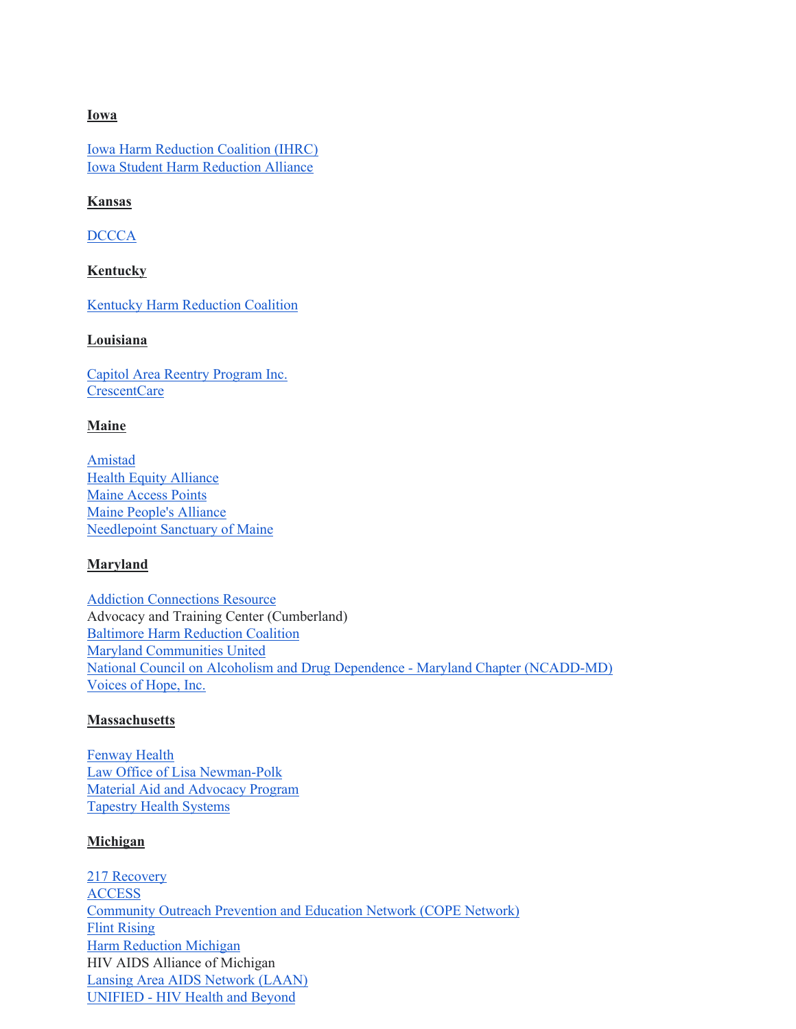**Iowa**

Iowa Harm Reduction Coalition (IHRC)
Iowa Student Harm Reduction Alliance

**Kansas**

DCCCA

**Kentucky**

Kentucky Harm Reduction Coalition

**Louisiana**

Capitol Area Reentry Program Inc.
CrescentCare

**Maine**

Amistad
Health Equity Alliance
Maine Access Points
Maine People's Alliance
Needlepoint Sanctuary of Maine

**Maryland**

Addiction Connections Resource
Advocacy and Training Center (Cumberland)
Baltimore Harm Reduction Coalition
Maryland Communities United
National Council on Alcoholism and Drug Dependence - Maryland Chapter (NCADD-MD)
Voices of Hope, Inc.

**Massachusetts**

Fenway Health
Law Office of Lisa Newman-Polk
Material Aid and Advocacy Program
Tapestry Health Systems

**Michigan**

217 Recovery
ACCESS
Community Outreach Prevention and Education Network (COPE Network)
Flint Rising
Harm Reduction Michigan
HIV AIDS Alliance of Michigan
Lansing Area AIDS Network (LAAN)
UNIFIED - HIV Health and Beyond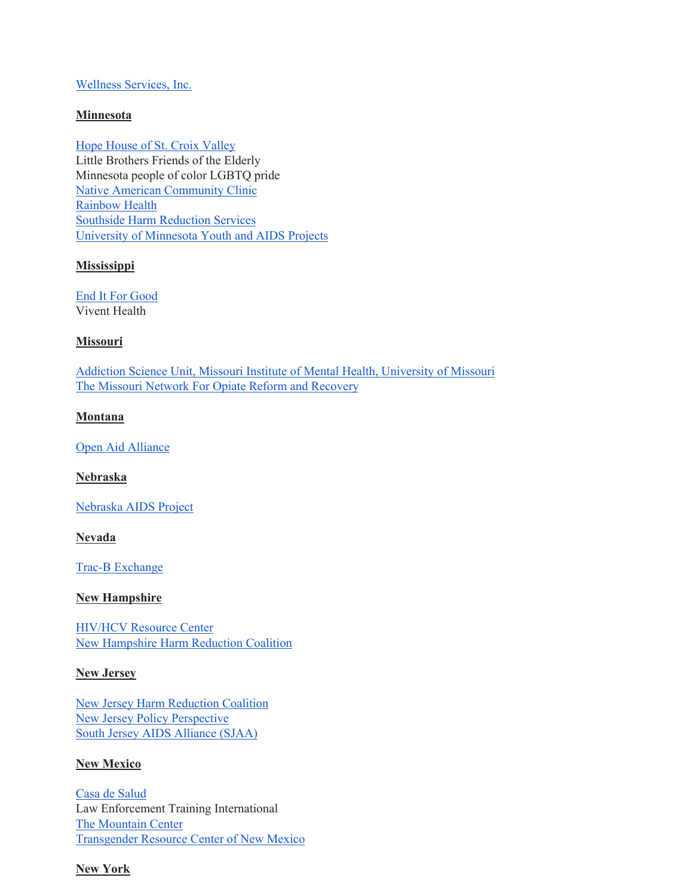Wellness Services, Inc.

**Minnesota**

Hope House of St. Croix Valley
Little Brothers Friends of the Elderly
Minnesota people of color LGBTQ pride
Native American Community Clinic
Rainbow Health
Southside Harm Reduction Services
University of Minnesota Youth and AIDS Projects

**Mississippi**

End It For Good
Vivent Health

**Missouri**

Addiction Science Unit, Missouri Institute of Mental Health, University of Missouri
The Missouri Network For Opiate Reform and Recovery

**Montana**

Open Aid Alliance

**Nebraska**

Nebraska AIDS Project

**Nevada**

Trac-B Exchange

**New Hampshire**

HIV/HCV Resource Center
New Hampshire Harm Reduction Coalition

**New Jersey**

New Jersey Harm Reduction Coalition
New Jersey Policy Perspective
South Jersey AIDS Alliance (SJAA)

**New Mexico**

Casa de Salud
Law Enforcement Training International
The Mountain Center
Transgender Resource Center of New Mexico

**New York**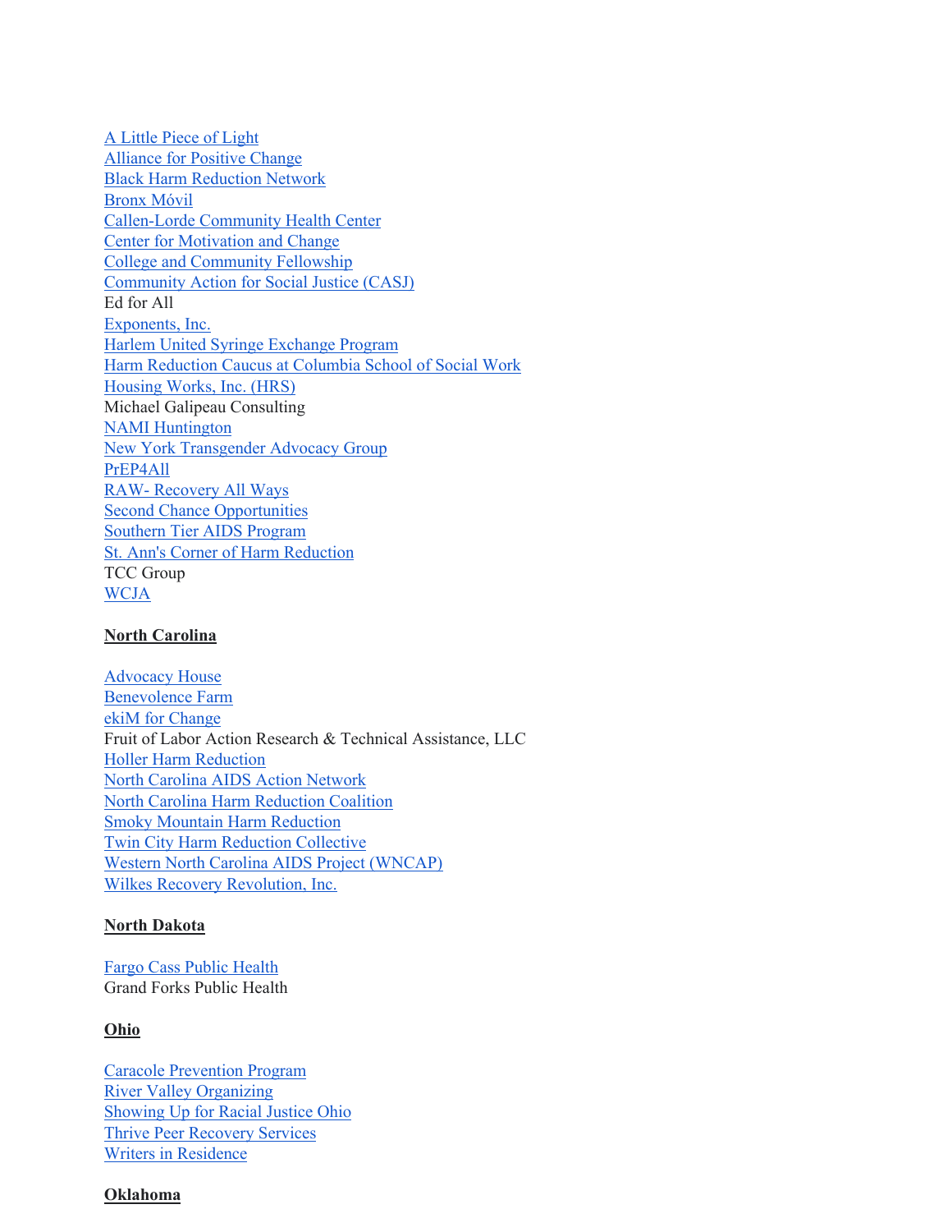A Little Piece of Light
Alliance for Positive Change
Black Harm Reduction Network
Bronx Móvil
Callen-Lorde Community Health Center
Center for Motivation and Change
College and Community Fellowship
Community Action for Social Justice (CASJ)
Ed for All
Exponents, Inc.
Harlem United Syringe Exchange Program
Harm Reduction Caucus at Columbia School of Social Work
Housing Works, Inc. (HRS)
Michael Galipeau Consulting
NAMI Huntington
New York Transgender Advocacy Group
PrEP4All
RAW- Recovery All Ways
Second Chance Opportunities
Southern Tier AIDS Program
St. Ann's Corner of Harm Reduction
TCC Group
WCJA

**North Carolina**

Advocacy House
Benevolence Farm
ekiM for Change
Fruit of Labor Action Research & Technical Assistance, LLC
Holler Harm Reduction
North Carolina AIDS Action Network
North Carolina Harm Reduction Coalition
Smoky Mountain Harm Reduction
Twin City Harm Reduction Collective
Western North Carolina AIDS Project (WNCAP)
Wilkes Recovery Revolution, Inc.

**North Dakota**

Fargo Cass Public Health
Grand Forks Public Health

**Ohio**

Caracole Prevention Program
River Valley Organizing
Showing Up for Racial Justice Ohio
Thrive Peer Recovery Services
Writers in Residence

**Oklahoma**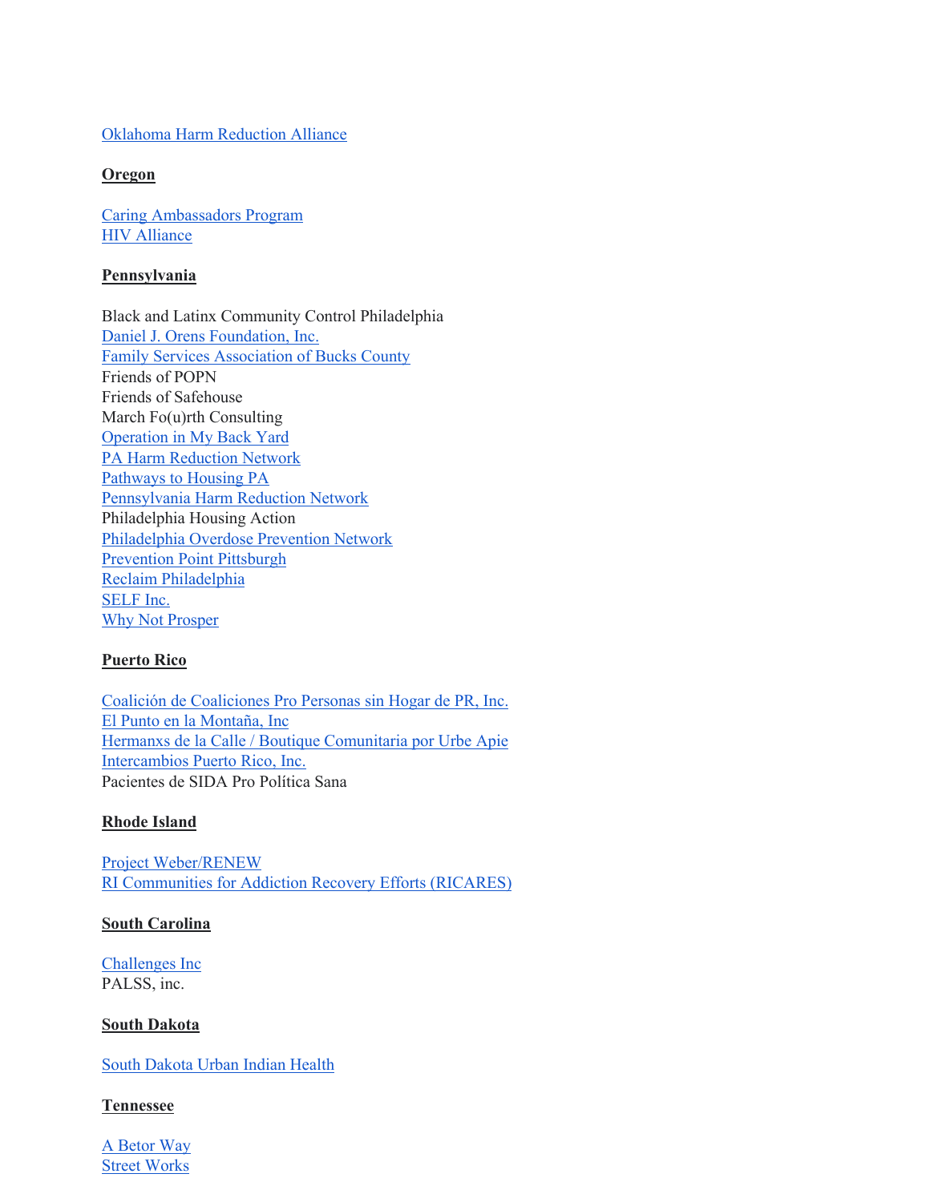Oklahoma Harm Reduction Alliance

**Oregon**

Caring Ambassadors Program
HIV Alliance

**Pennsylvania**

Black and Latinx Community Control Philadelphia
Daniel J. Orens Foundation, Inc.
Family Services Association of Bucks County
Friends of POPN
Friends of Safehouse
March Fo(u)rth Consulting
Operation in My Back Yard
PA Harm Reduction Network
Pathways to Housing PA
Pennsylvania Harm Reduction Network
Philadelphia Housing Action
Philadelphia Overdose Prevention Network
Prevention Point Pittsburgh
Reclaim Philadelphia
SELF Inc.
Why Not Prosper

**Puerto Rico**

Coalición de Coaliciones Pro Personas sin Hogar de PR, Inc.
El Punto en la Montaña, Inc
Hermanxs de la Calle / Boutique Comunitaria por Urbe Apie
Intercambios Puerto Rico, Inc.
Pacientes de SIDA Pro Política Sana

**Rhode Island**

Project Weber/RENEW
RI Communities for Addiction Recovery Efforts (RICARES)

**South Carolina**

Challenges Inc
PALSS, inc.

**South Dakota**

South Dakota Urban Indian Health

**Tennessee**

A Betor Way
Street Works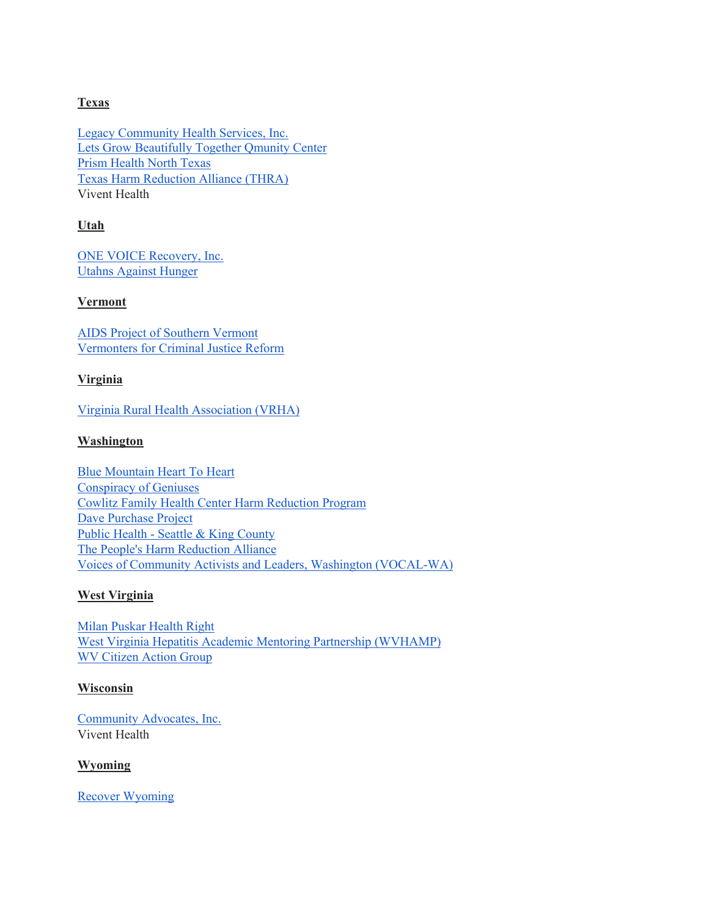**Texas**

Legacy Community Health Services, Inc.
Lets Grow Beautifully Together Qmunity Center
Prism Health North Texas
Texas Harm Reduction Alliance (THRA)
Vivent Health

**Utah**

ONE VOICE Recovery, Inc.
Utahns Against Hunger

**Vermont**

AIDS Project of Southern Vermont
Vermonters for Criminal Justice Reform

**Virginia**

Virginia Rural Health Association (VRHA)

**Washington**

Blue Mountain Heart To Heart
Conspiracy of Geniuses
Cowlitz Family Health Center Harm Reduction Program
Dave Purchase Project
Public Health - Seattle & King County
The People's Harm Reduction Alliance
Voices of Community Activists and Leaders, Washington (VOCAL-WA)

**West Virginia**

Milan Puskar Health Right
West Virginia Hepatitis Academic Mentoring Partnership (WVHAMP)
WV Citizen Action Group

**Wisconsin**

Community Advocates, Inc.
Vivent Health

**Wyoming**

Recover Wyoming